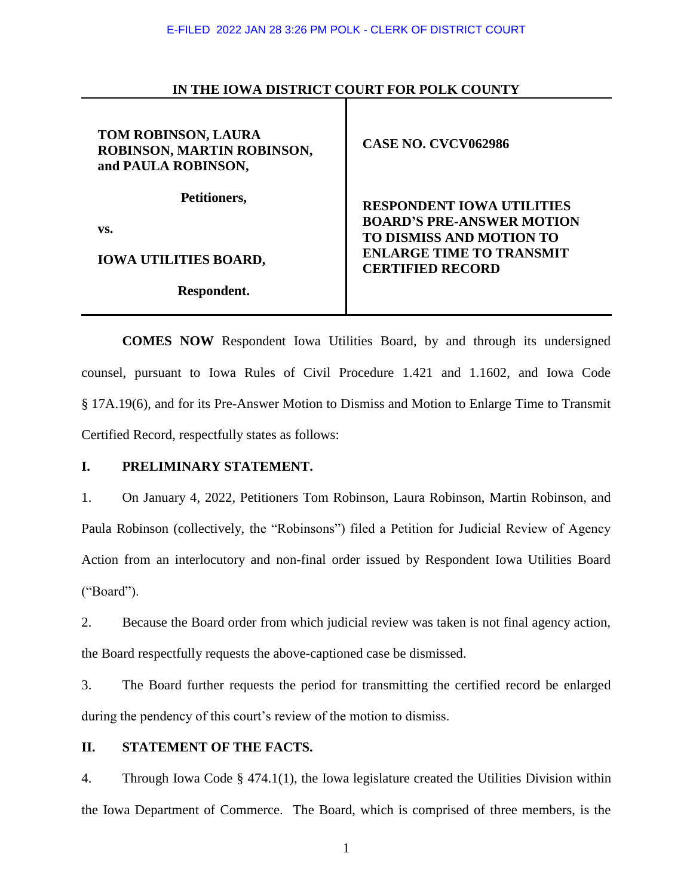E-FILED 2022 JAN 28 3:26 PM POLK - CLERK OF DISTRICT COURT

**IN THE IOWA DISTRICT COURT FOR POLK COUNTY**

| | |
|---|---|
| **TOM ROBINSON, LAURA ROBINSON, MARTIN ROBINSON, and PAULA ROBINSON,**<br><br>**Petitioners,**<br><br>**vs.**<br><br>**IOWA UTILITIES BOARD,**<br><br>**Respondent.** | **CASE NO. CVCV062986**<br><br>**RESPONDENT IOWA UTILITIES BOARD'S PRE-ANSWER MOTION TO DISMISS AND MOTION TO ENLARGE TIME TO TRANSMIT CERTIFIED RECORD** |

**COMES NOW** Respondent Iowa Utilities Board, by and through its undersigned counsel, pursuant to Iowa Rules of Civil Procedure 1.421 and 1.1602, and Iowa Code § 17A.19(6), and for its Pre-Answer Motion to Dismiss and Motion to Enlarge Time to Transmit Certified Record, respectfully states as follows:

## I. PRELIMINARY STATEMENT.

1. On January 4, 2022, Petitioners Tom Robinson, Laura Robinson, Martin Robinson, and Paula Robinson (collectively, the "Robinsons") filed a Petition for Judicial Review of Agency Action from an interlocutory and non-final order issued by Respondent Iowa Utilities Board ("Board").

2. Because the Board order from which judicial review was taken is not final agency action, the Board respectfully requests the above-captioned case be dismissed.

3. The Board further requests the period for transmitting the certified record be enlarged during the pendency of this court's review of the motion to dismiss.

## II. STATEMENT OF THE FACTS.

4. Through Iowa Code § 474.1(1), the Iowa legislature created the Utilities Division within the Iowa Department of Commerce. The Board, which is comprised of three members, is the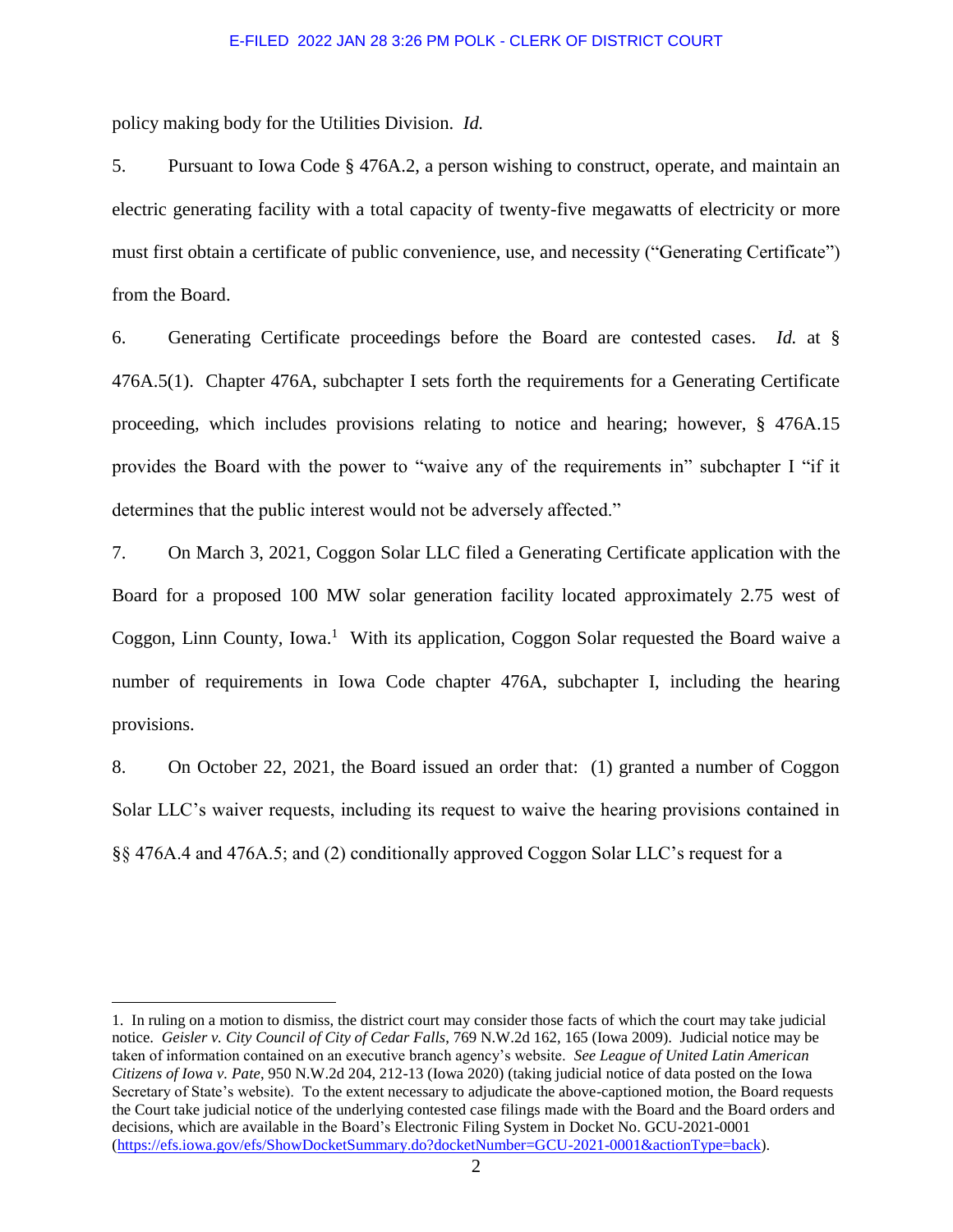policy making body for the Utilities Division. *Id.*

5. Pursuant to Iowa Code § 476A.2, a person wishing to construct, operate, and maintain an electric generating facility with a total capacity of twenty-five megawatts of electricity or more must first obtain a certificate of public convenience, use, and necessity ("Generating Certificate") from the Board.

6. Generating Certificate proceedings before the Board are contested cases. *Id.* at § 476A.5(1). Chapter 476A, subchapter I sets forth the requirements for a Generating Certificate proceeding, which includes provisions relating to notice and hearing; however, § 476A.15 provides the Board with the power to "waive any of the requirements in" subchapter I "if it determines that the public interest would not be adversely affected."

7. On March 3, 2021, Coggon Solar LLC filed a Generating Certificate application with the Board for a proposed 100 MW solar generation facility located approximately 2.75 west of Coggon, Linn County, Iowa.[1] With its application, Coggon Solar requested the Board waive a number of requirements in Iowa Code chapter 476A, subchapter I, including the hearing provisions.

8. On October 22, 2021, the Board issued an order that: (1) granted a number of Coggon Solar LLC's waiver requests, including its request to waive the hearing provisions contained in §§ 476A.4 and 476A.5; and (2) conditionally approved Coggon Solar LLC's request for a

---

1. In ruling on a motion to dismiss, the district court may consider those facts of which the court may take judicial notice. *Geisler v. City Council of City of Cedar Falls*, 769 N.W.2d 162, 165 (Iowa 2009). Judicial notice may be taken of information contained on an executive branch agency's website. *See League of United Latin American Citizens of Iowa v. Pate*, 950 N.W.2d 204, 212-13 (Iowa 2020) (taking judicial notice of data posted on the Iowa Secretary of State's website). To the extent necessary to adjudicate the above-captioned motion, the Board requests the Court take judicial notice of the underlying contested case filings made with the Board and the Board orders and decisions, which are available in the Board's Electronic Filing System in Docket No. GCU-2021-0001 (https://efs.iowa.gov/efs/ShowDocketSummary.do?docketNumber=GCU-2021-0001&actionType=back).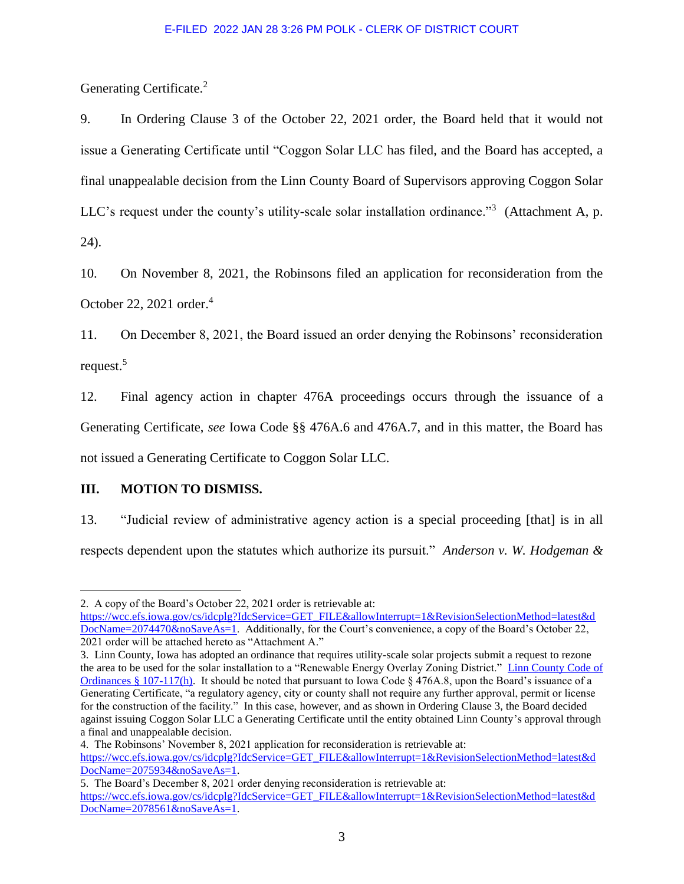Generating Certificate.[2]

9. In Ordering Clause 3 of the October 22, 2021 order, the Board held that it would not issue a Generating Certificate until "Coggon Solar LLC has filed, and the Board has accepted, a final unappealable decision from the Linn County Board of Supervisors approving Coggon Solar LLC's request under the county's utility-scale solar installation ordinance."[3] (Attachment A, p. 24).

10. On November 8, 2021, the Robinsons filed an application for reconsideration from the October 22, 2021 order.[4]

11. On December 8, 2021, the Board issued an order denying the Robinsons' reconsideration request.[5]

12. Final agency action in chapter 476A proceedings occurs through the issuance of a Generating Certificate, *see* Iowa Code §§ 476A.6 and 476A.7, and in this matter, the Board has not issued a Generating Certificate to Coggon Solar LLC.

## III. MOTION TO DISMISS.

13. "Judicial review of administrative agency action is a special proceeding [that] is in all respects dependent upon the statutes which authorize its pursuit." *Anderson v. W. Hodgeman &*

---

2. A copy of the Board's October 22, 2021 order is retrievable at: https://wcc.efs.iowa.gov/cs/idcplg?IdcService=GET_FILE&allowInterrupt=1&RevisionSelectionMethod=latest&dDocName=2074470&noSaveAs=1. Additionally, for the Court's convenience, a copy of the Board's October 22, 2021 order will be attached hereto as "Attachment A."

3. Linn County, Iowa has adopted an ordinance that requires utility-scale solar projects submit a request to rezone the area to be used for the solar installation to a "Renewable Energy Overlay Zoning District." Linn County Code of Ordinances § 107-117(h). It should be noted that pursuant to Iowa Code § 476A.8, upon the Board's issuance of a Generating Certificate, "a regulatory agency, city or county shall not require any further approval, permit or license for the construction of the facility." In this case, however, and as shown in Ordering Clause 3, the Board decided against issuing Coggon Solar LLC a Generating Certificate until the entity obtained Linn County's approval through a final and unappealable decision.

4. The Robinsons' November 8, 2021 application for reconsideration is retrievable at: https://wcc.efs.iowa.gov/cs/idcplg?IdcService=GET_FILE&allowInterrupt=1&RevisionSelectionMethod=latest&dDocName=2075934&noSaveAs=1.

5. The Board's December 8, 2021 order denying reconsideration is retrievable at: https://wcc.efs.iowa.gov/cs/idcplg?IdcService=GET_FILE&allowInterrupt=1&RevisionSelectionMethod=latest&dDocName=2078561&noSaveAs=1.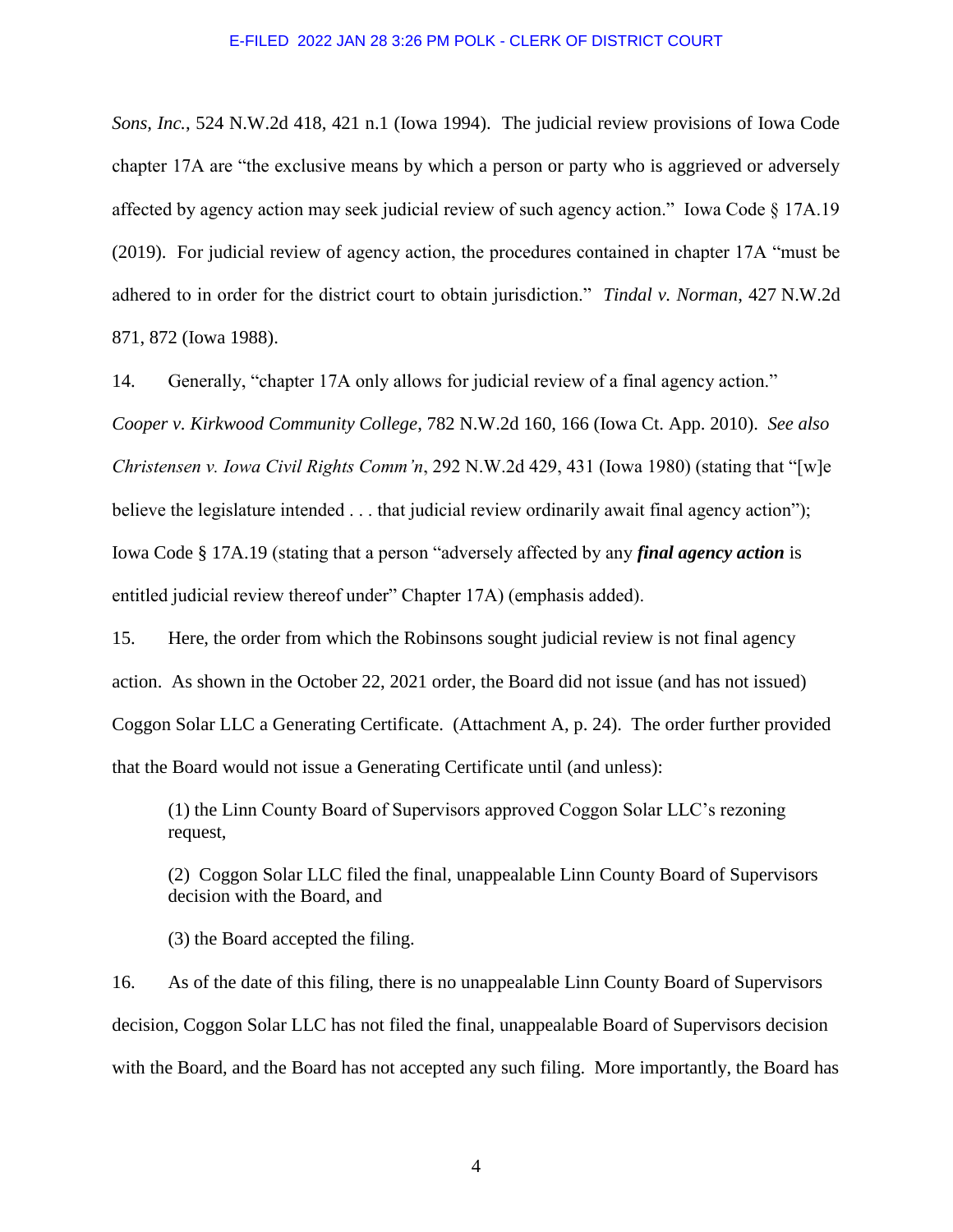*Sons, Inc.*, 524 N.W.2d 418, 421 n.1 (Iowa 1994). The judicial review provisions of Iowa Code chapter 17A are "the exclusive means by which a person or party who is aggrieved or adversely affected by agency action may seek judicial review of such agency action." Iowa Code § 17A.19 (2019). For judicial review of agency action, the procedures contained in chapter 17A "must be adhered to in order for the district court to obtain jurisdiction." *Tindal v. Norman*, 427 N.W.2d 871, 872 (Iowa 1988).

14. Generally, "chapter 17A only allows for judicial review of a final agency action." *Cooper v. Kirkwood Community College*, 782 N.W.2d 160, 166 (Iowa Ct. App. 2010). *See also Christensen v. Iowa Civil Rights Comm'n*, 292 N.W.2d 429, 431 (Iowa 1980) (stating that "[w]e believe the legislature intended . . . that judicial review ordinarily await final agency action"); Iowa Code § 17A.19 (stating that a person "adversely affected by any ***final agency action*** is entitled judicial review thereof under" Chapter 17A) (emphasis added).

15. Here, the order from which the Robinsons sought judicial review is not final agency action. As shown in the October 22, 2021 order, the Board did not issue (and has not issued) Coggon Solar LLC a Generating Certificate. (Attachment A, p. 24). The order further provided that the Board would not issue a Generating Certificate until (and unless):

> (1) the Linn County Board of Supervisors approved Coggon Solar LLC's rezoning request,
>
> (2) Coggon Solar LLC filed the final, unappealable Linn County Board of Supervisors decision with the Board, and
>
> (3) the Board accepted the filing.

16. As of the date of this filing, there is no unappealable Linn County Board of Supervisors decision, Coggon Solar LLC has not filed the final, unappealable Board of Supervisors decision with the Board, and the Board has not accepted any such filing. More importantly, the Board has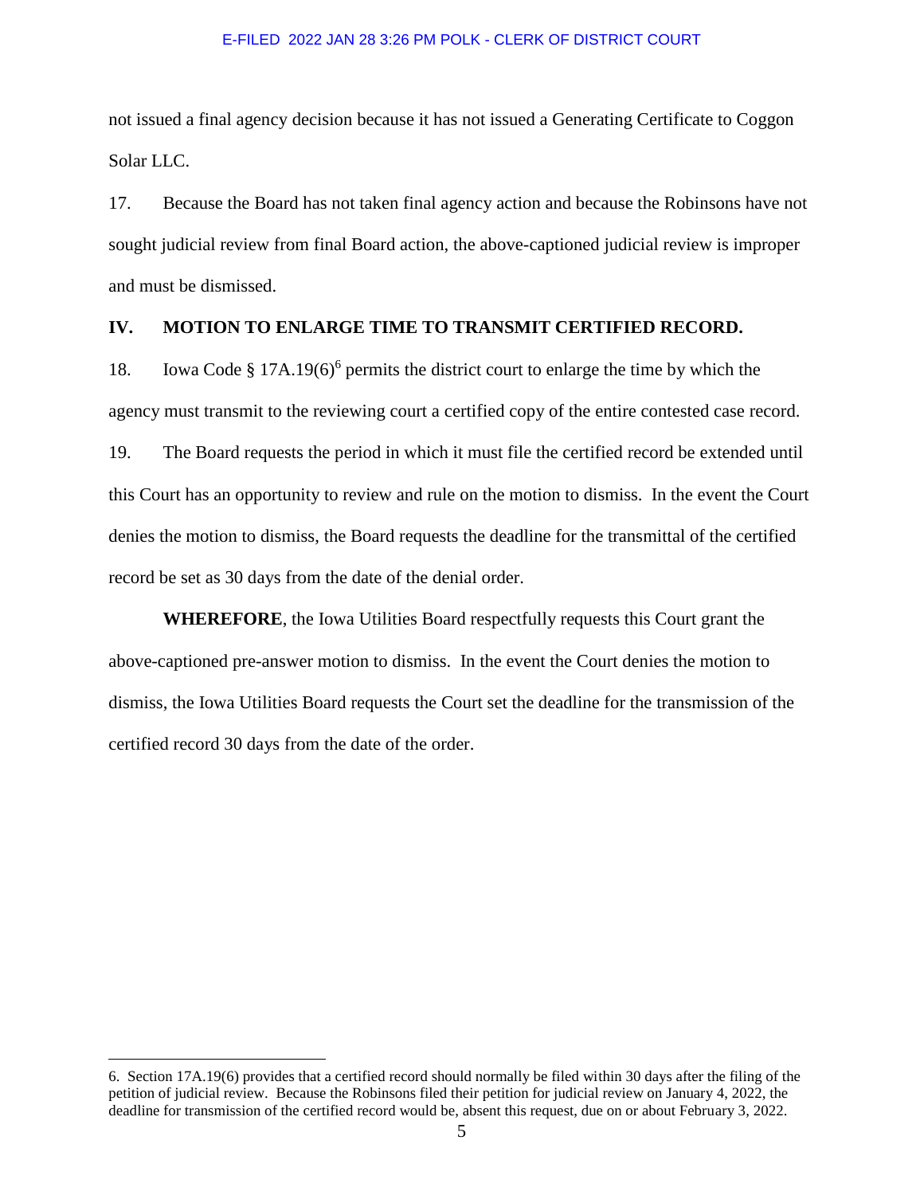not issued a final agency decision because it has not issued a Generating Certificate to Coggon Solar LLC.

17. Because the Board has not taken final agency action and because the Robinsons have not sought judicial review from final Board action, the above-captioned judicial review is improper and must be dismissed.

## IV. MOTION TO ENLARGE TIME TO TRANSMIT CERTIFIED RECORD.

18. Iowa Code § 17A.19(6)[6] permits the district court to enlarge the time by which the agency must transmit to the reviewing court a certified copy of the entire contested case record.

19. The Board requests the period in which it must file the certified record be extended until this Court has an opportunity to review and rule on the motion to dismiss. In the event the Court denies the motion to dismiss, the Board requests the deadline for the transmittal of the certified record be set as 30 days from the date of the denial order.

**WHEREFORE**, the Iowa Utilities Board respectfully requests this Court grant the above-captioned pre-answer motion to dismiss. In the event the Court denies the motion to dismiss, the Iowa Utilities Board requests the Court set the deadline for the transmission of the certified record 30 days from the date of the order.

---

6. Section 17A.19(6) provides that a certified record should normally be filed within 30 days after the filing of the petition of judicial review. Because the Robinsons filed their petition for judicial review on January 4, 2022, the deadline for transmission of the certified record would be, absent this request, due on or about February 3, 2022.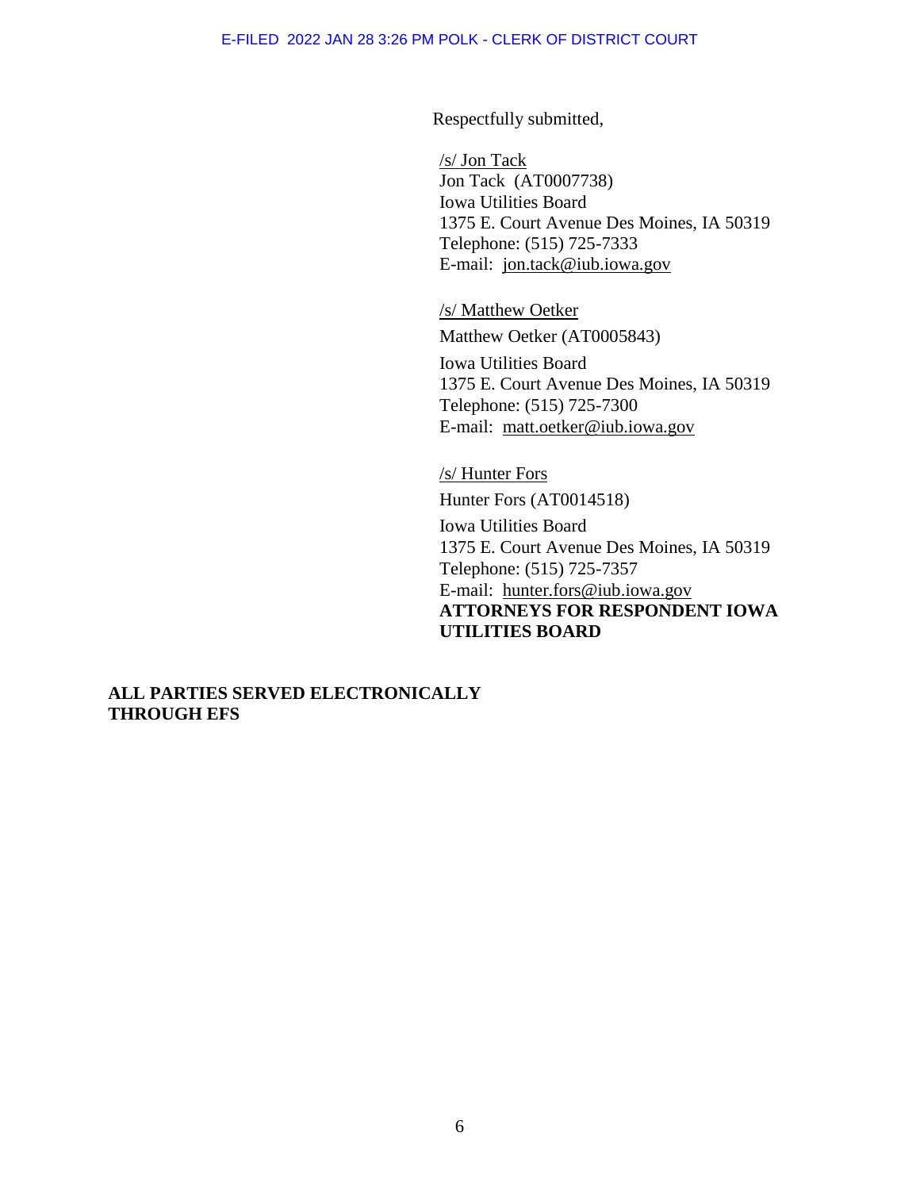Respectfully submitted,

/s/ Jon Tack
Jon Tack (AT0007738)
Iowa Utilities Board
1375 E. Court Avenue Des Moines, IA 50319
Telephone: (515) 725-7333
E-mail: jon.tack@iub.iowa.gov

/s/ Matthew Oetker
Matthew Oetker (AT0005843)
Iowa Utilities Board
1375 E. Court Avenue Des Moines, IA 50319
Telephone: (515) 725-7300
E-mail: matt.oetker@iub.iowa.gov

/s/ Hunter Fors
Hunter Fors (AT0014518)
Iowa Utilities Board
1375 E. Court Avenue Des Moines, IA 50319
Telephone: (515) 725-7357
E-mail: hunter.fors@iub.iowa.gov
**ATTORNEYS FOR RESPONDENT IOWA UTILITIES BOARD**

**ALL PARTIES SERVED ELECTRONICALLY THROUGH EFS**